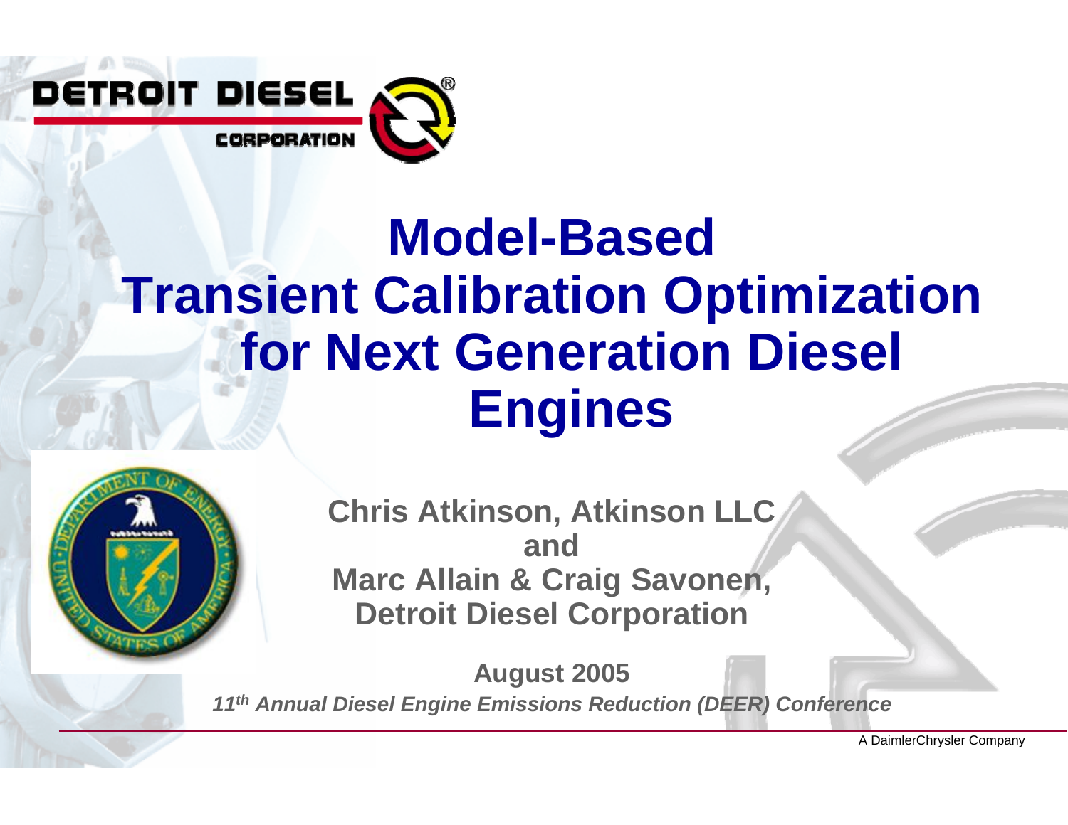DETROIT DIESEL CORPORATION

# Model-Based Transient Calibration Optimization for Next Generation Diesel Engines

**Chris Atkinson, Atkinson LLC**
**and**
**Marc Allain & Craig Savonen, Detroit Diesel Corporation**

**August 2005**

***11th Annual Diesel Engine Emissions Reduction (DEER) Conference***

A DaimlerChrysler Company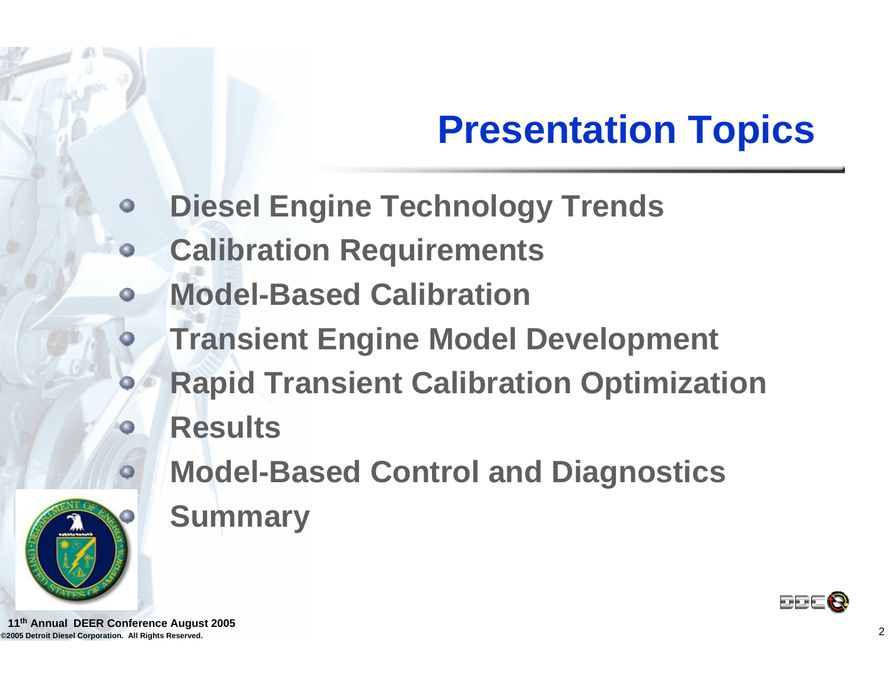# Presentation Topics

- **Diesel Engine Technology Trends**
- **Calibration Requirements**
- **Model-Based Calibration**
- **Transient Engine Model Development**
- **Rapid Transient Calibration Optimization**
- **Results**
- **Model-Based Control and Diagnostics**
- **Summary**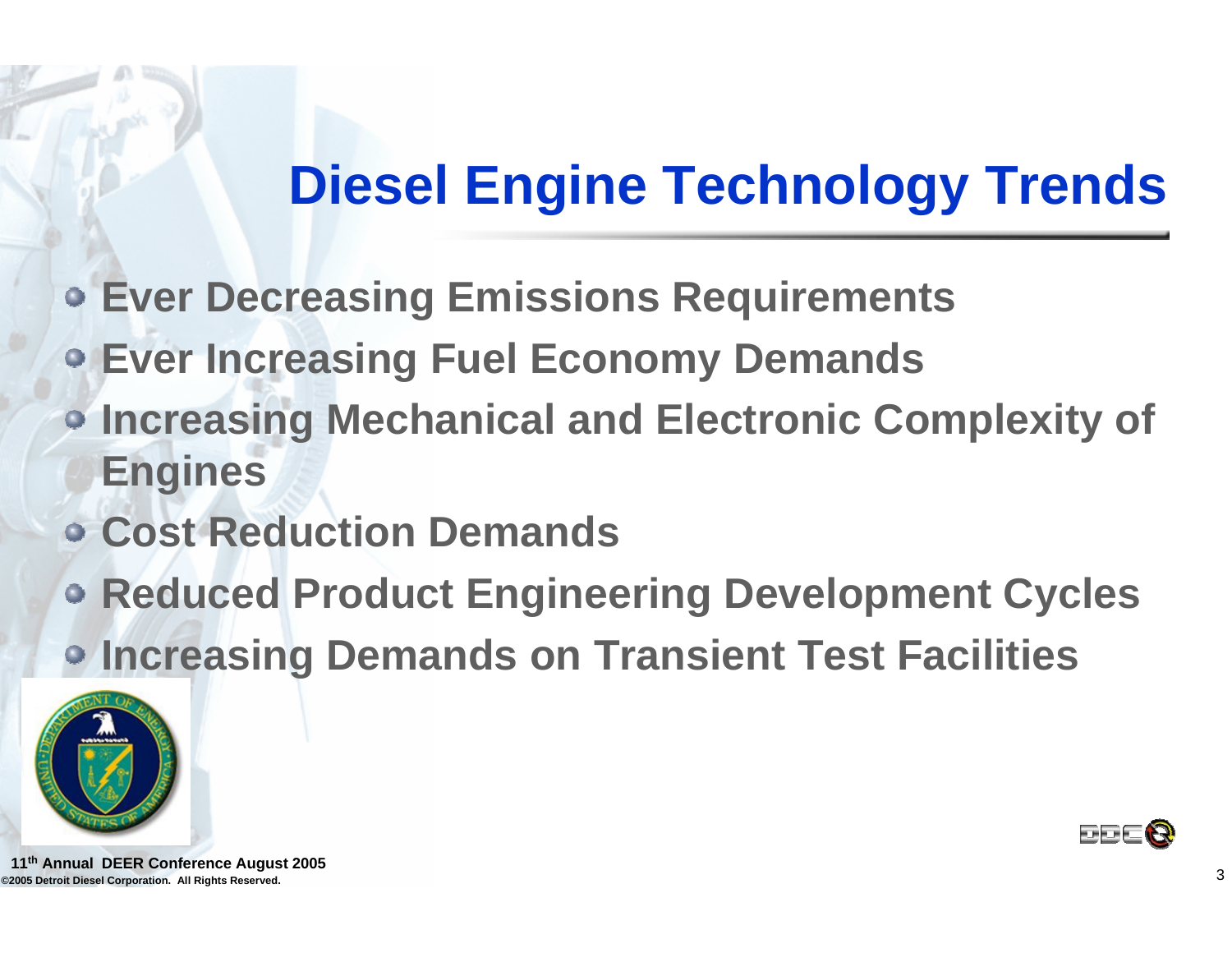# Diesel Engine Technology Trends

- Ever Decreasing Emissions Requirements
- Ever Increasing Fuel Economy Demands
- Increasing Mechanical and Electronic Complexity of Engines
- Cost Reduction Demands
- Reduced Product Engineering Development Cycles
- Increasing Demands on Transient Test Facilities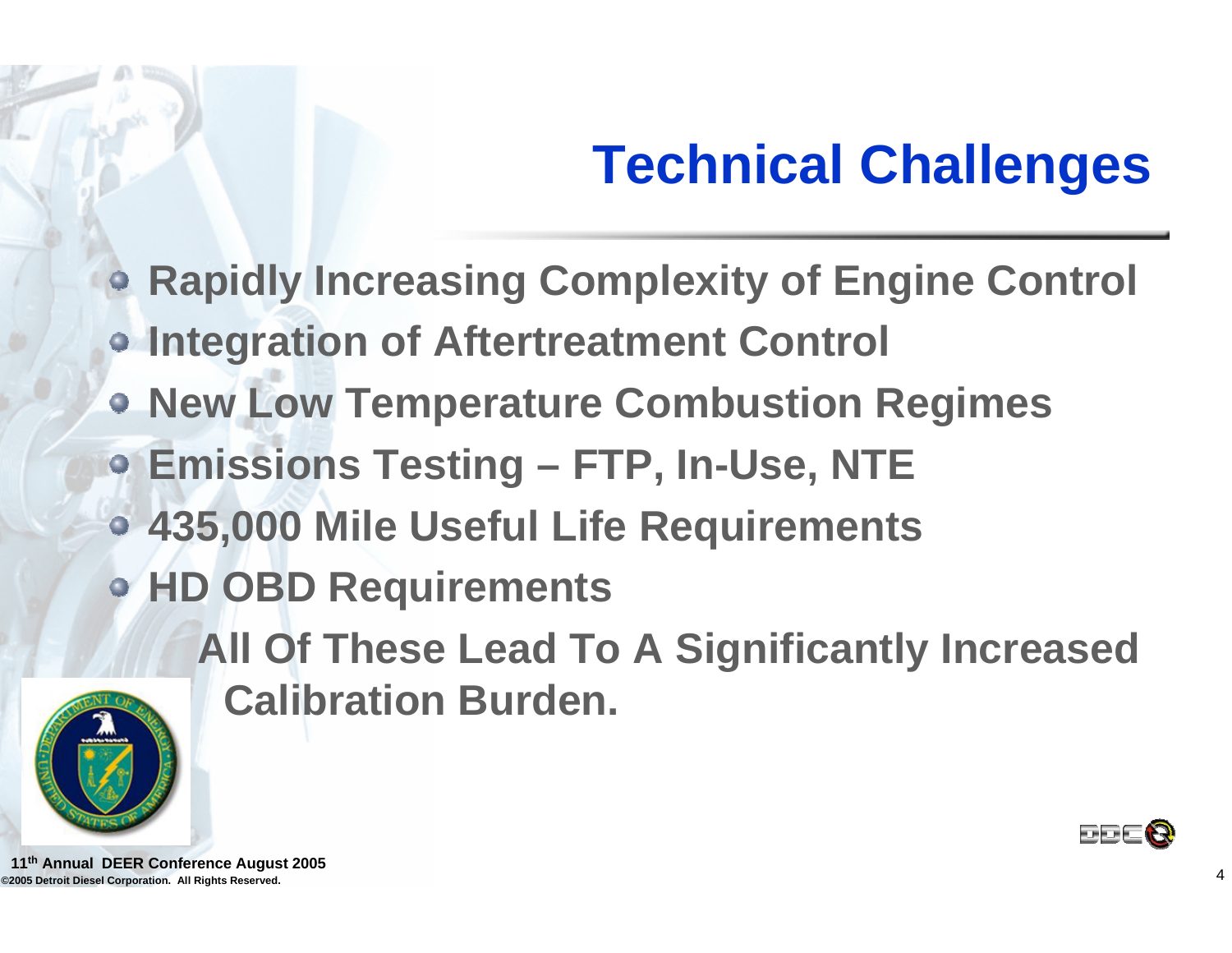# Technical Challenges

- Rapidly Increasing Complexity of Engine Control
- Integration of Aftertreatment Control
- New Low Temperature Combustion Regimes
- Emissions Testing – FTP, In-Use, NTE
- 435,000 Mile Useful Life Requirements
- HD OBD Requirements

**All Of These Lead To A Significantly Increased Calibration Burden.**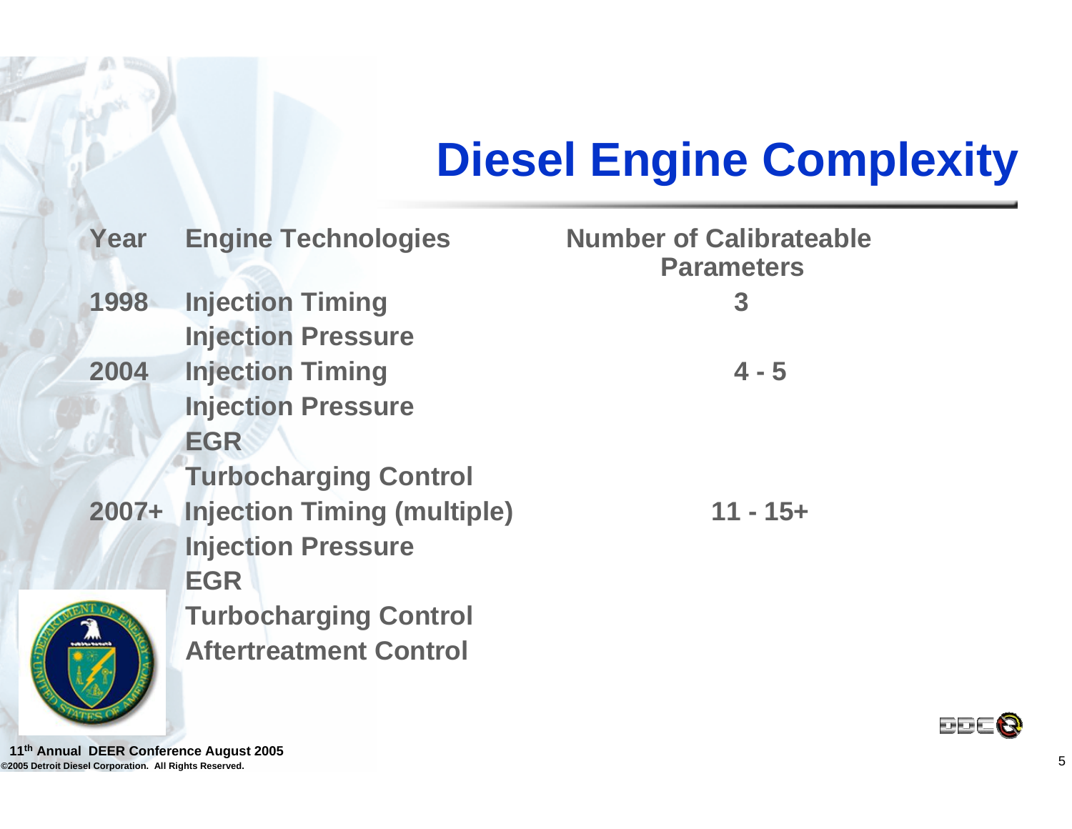# Diesel Engine Complexity

| Year | Engine Technologies | Number of Calibrateable Parameters |
| --- | --- | --- |
| 1998 | Injection Timing<br>Injection Pressure | 3 |
| 2004 | Injection Timing<br>Injection Pressure<br>EGR<br>Turbocharging Control | 4 - 5 |
| 2007+ | Injection Timing (multiple)<br>Injection Pressure<br>EGR<br>Turbocharging Control<br>Aftertreatment Control | 11 - 15+ |

11th Annual DEER Conference August 2005
©2005 Detroit Diesel Corporation. All Rights Reserved.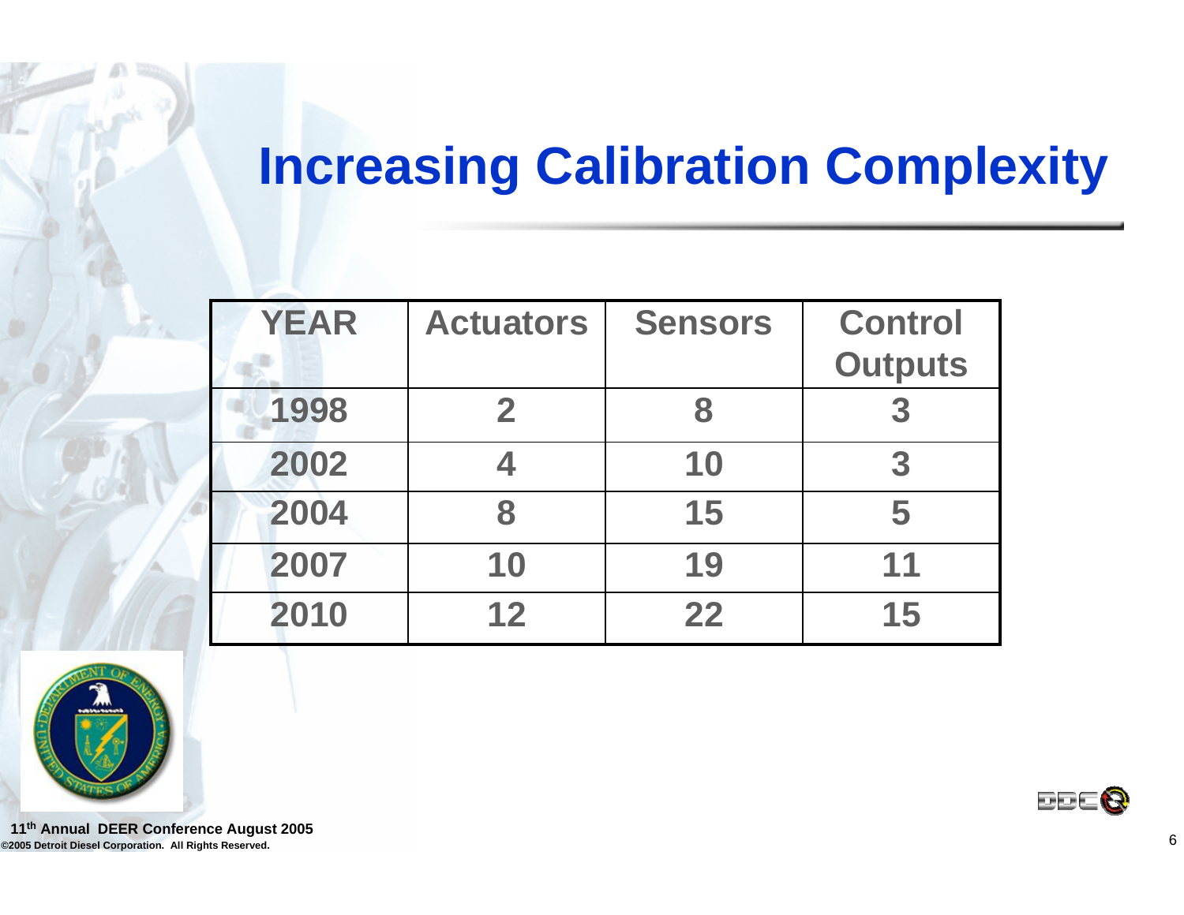# Increasing Calibration Complexity

| YEAR | Actuators | Sensors | Control Outputs |
|---|---|---|---|
| 1998 | 2 | 8 | 3 |
| 2002 | 4 | 10 | 3 |
| 2004 | 8 | 15 | 5 |
| 2007 | 10 | 19 | 11 |
| 2010 | 12 | 22 | 15 |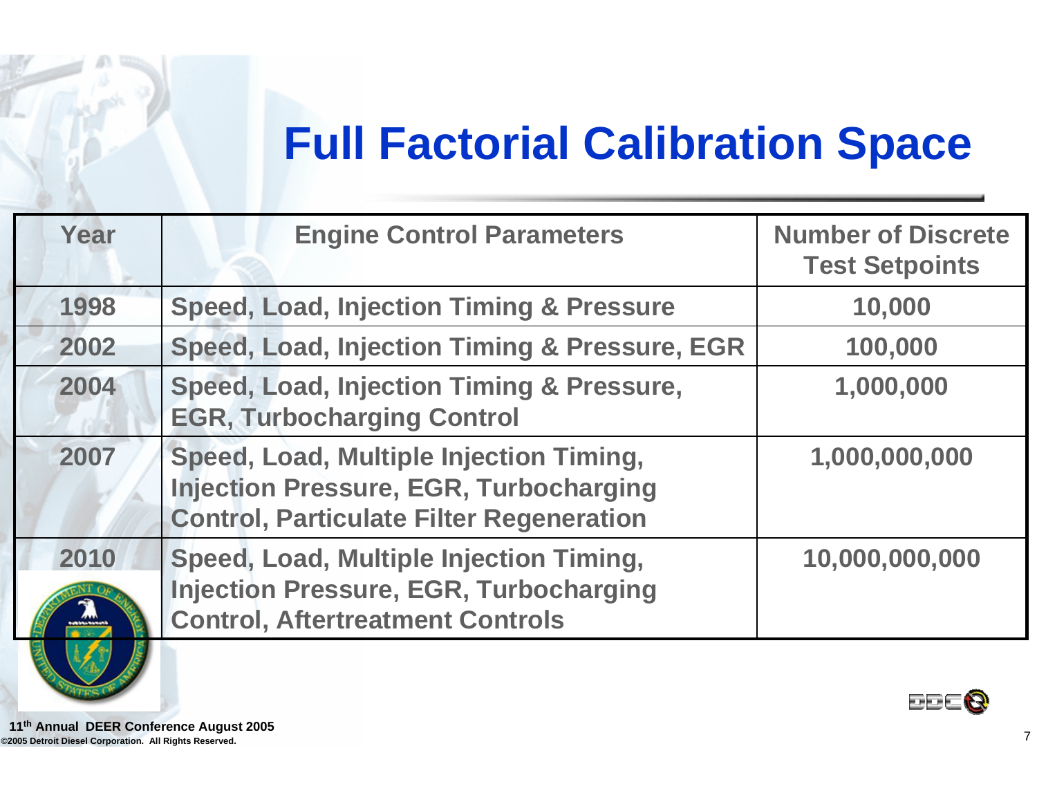# Full Factorial Calibration Space

| Year | Engine Control Parameters | Number of Discrete Test Setpoints |
|---|---|---|
| 1998 | Speed, Load, Injection Timing & Pressure | 10,000 |
| 2002 | Speed, Load, Injection Timing & Pressure, EGR | 100,000 |
| 2004 | Speed, Load, Injection Timing & Pressure, EGR, Turbocharging Control | 1,000,000 |
| 2007 | Speed, Load, Multiple Injection Timing, Injection Pressure, EGR, Turbocharging Control, Particulate Filter Regeneration | 1,000,000,000 |
| 2010 | Speed, Load, Multiple Injection Timing, Injection Pressure, EGR, Turbocharging Control, Aftertreatment Controls | 10,000,000,000 |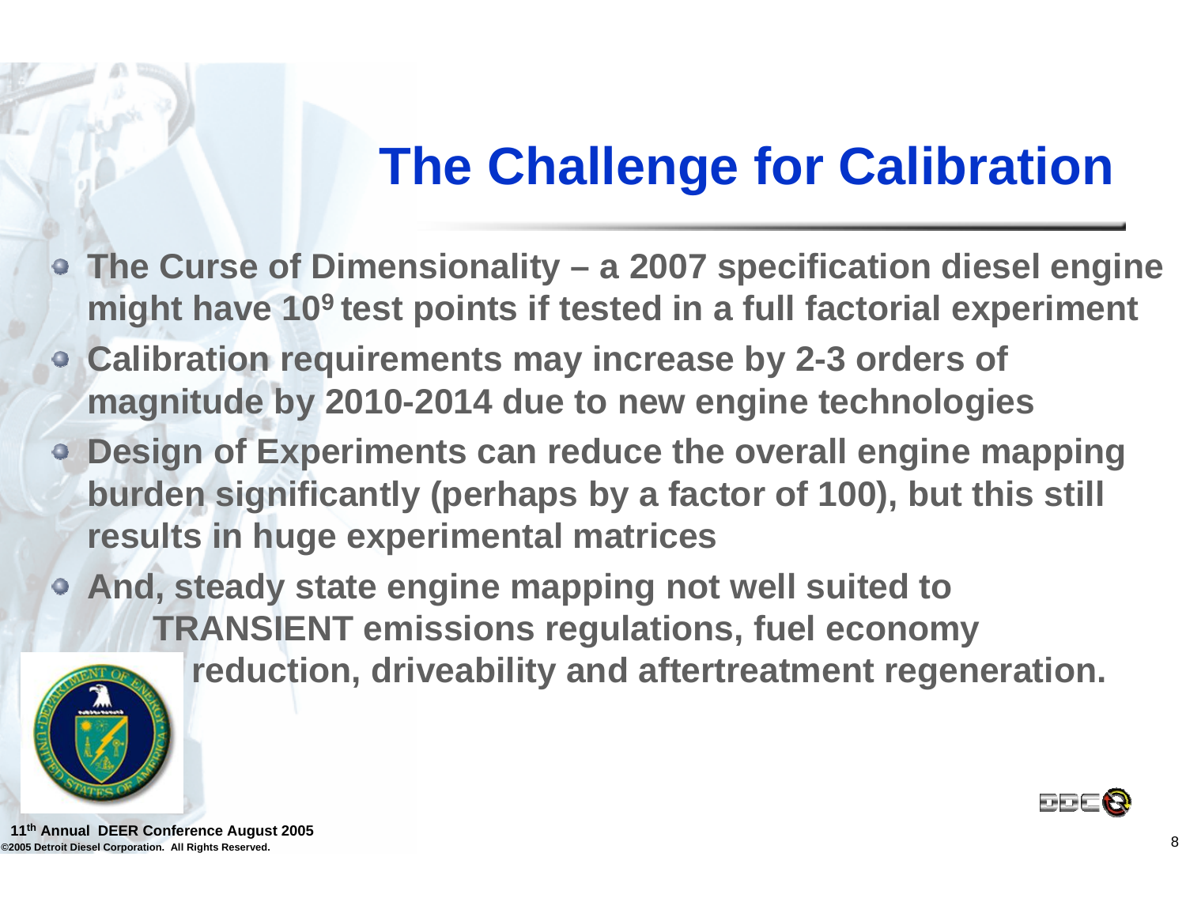# The Challenge for Calibration

- **The Curse of Dimensionality – a 2007 specification diesel engine might have $10^9$ test points if tested in a full factorial experiment**
- **Calibration requirements may increase by 2-3 orders of magnitude by 2010-2014 due to new engine technologies**
- **Design of Experiments can reduce the overall engine mapping burden significantly (perhaps by a factor of 100), but this still results in huge experimental matrices**
- **And, steady state engine mapping not well suited to TRANSIENT emissions regulations, fuel economy reduction, driveability and aftertreatment regeneration.**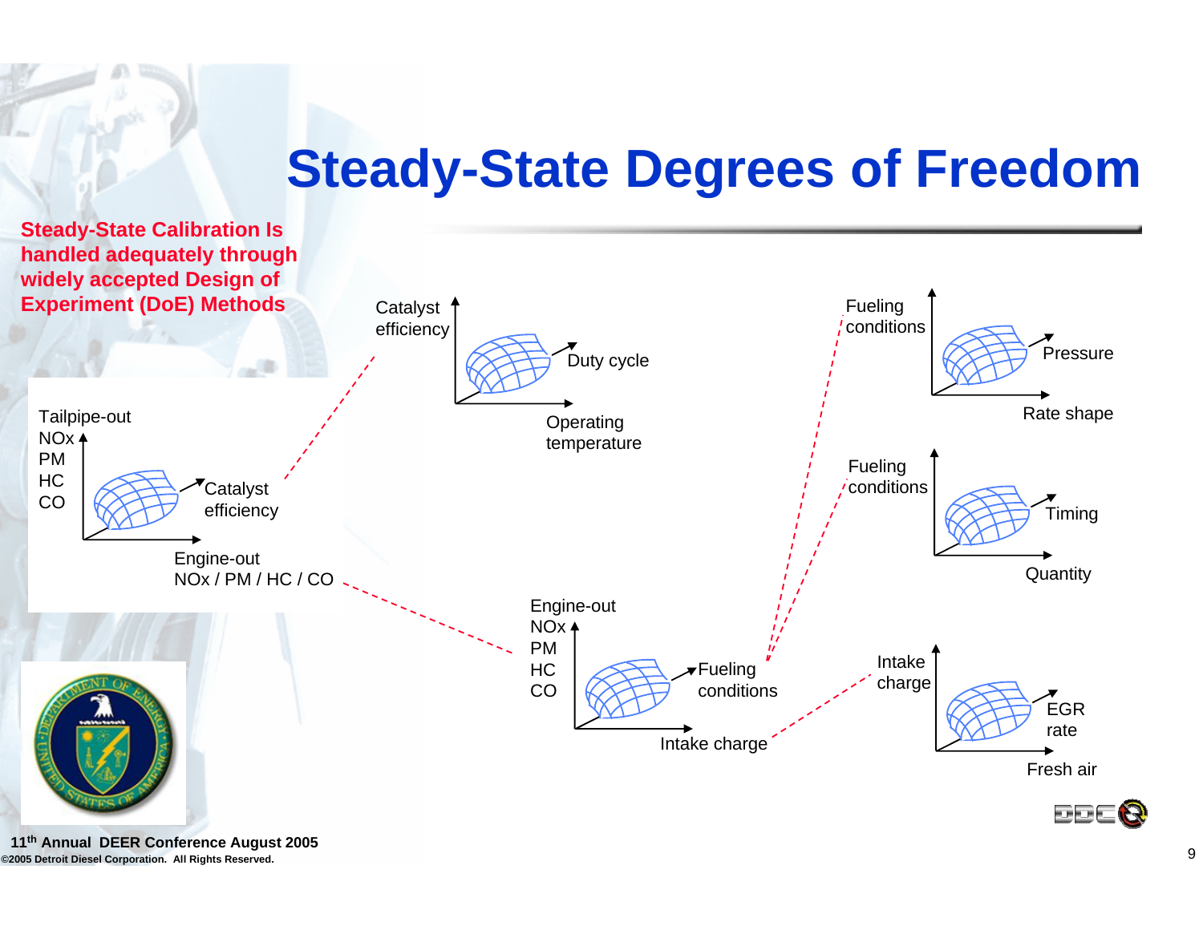# Steady-State Degrees of Freedom

**Steady-State Calibration Is handled adequately through widely accepted Design of Experiment (DoE) Methods**

Tailpipe-out NOx / PM / HC / CO — Catalyst efficiency — Engine-out NOx / PM / HC / CO

Catalyst efficiency — Duty cycle — Operating temperature

Engine-out NOx / PM / HC / CO — Fueling conditions — Intake charge

Fueling conditions — Pressure — Rate shape

Fueling conditions — Timing — Quantity

Intake charge — EGR rate — Fresh air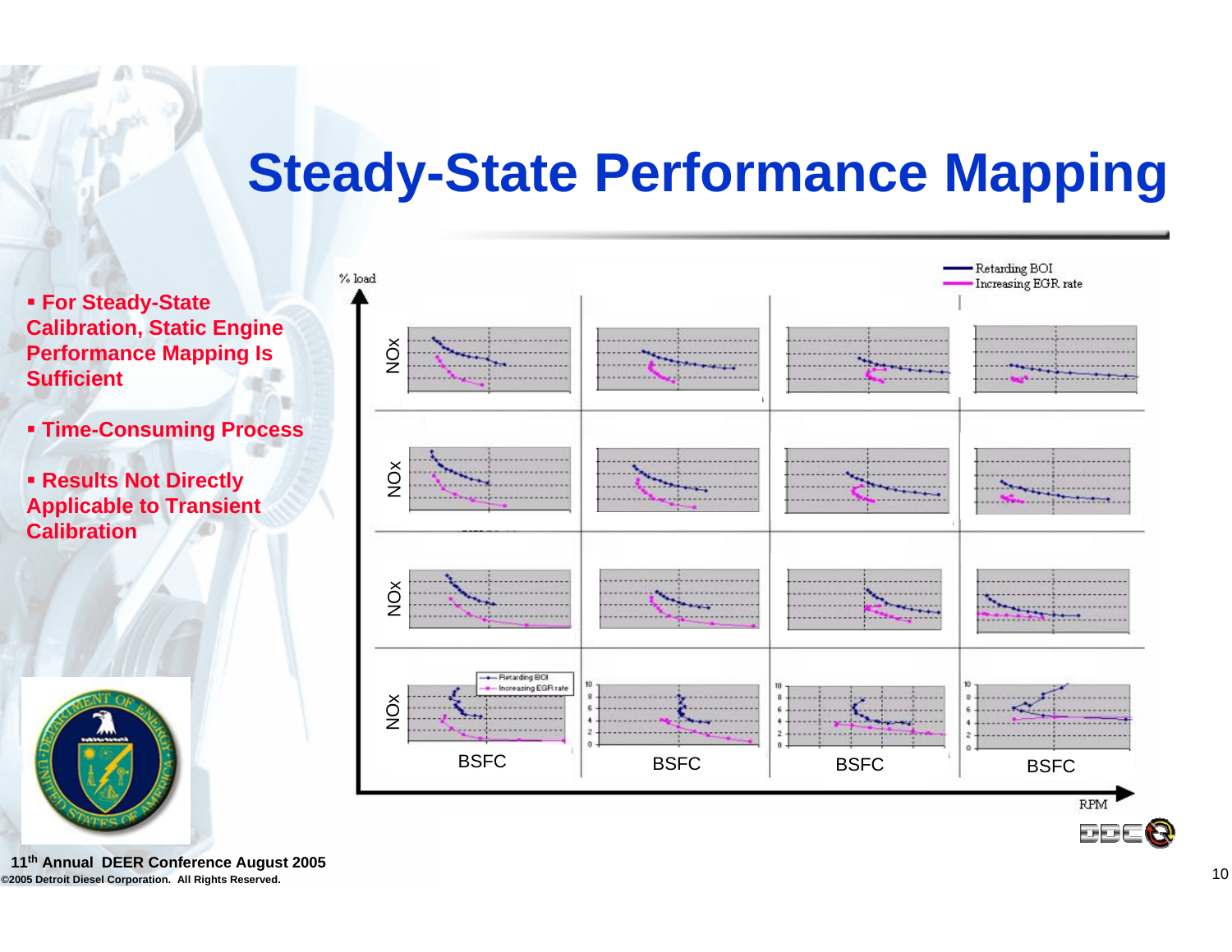# Steady-State Performance Mapping

- For Steady-State Calibration, Static Engine Performance Mapping Is Sufficient
- Time-Consuming Process
- Results Not Directly Applicable to Transient Calibration

% load

Retarding BOI
Increasing EGR rate

NOx

NOx

NOx

NOx

BSFC BSFC BSFC BSFC

RPM

11th Annual DEER Conference August 2005

©2005 Detroit Diesel Corporation. All Rights Reserved.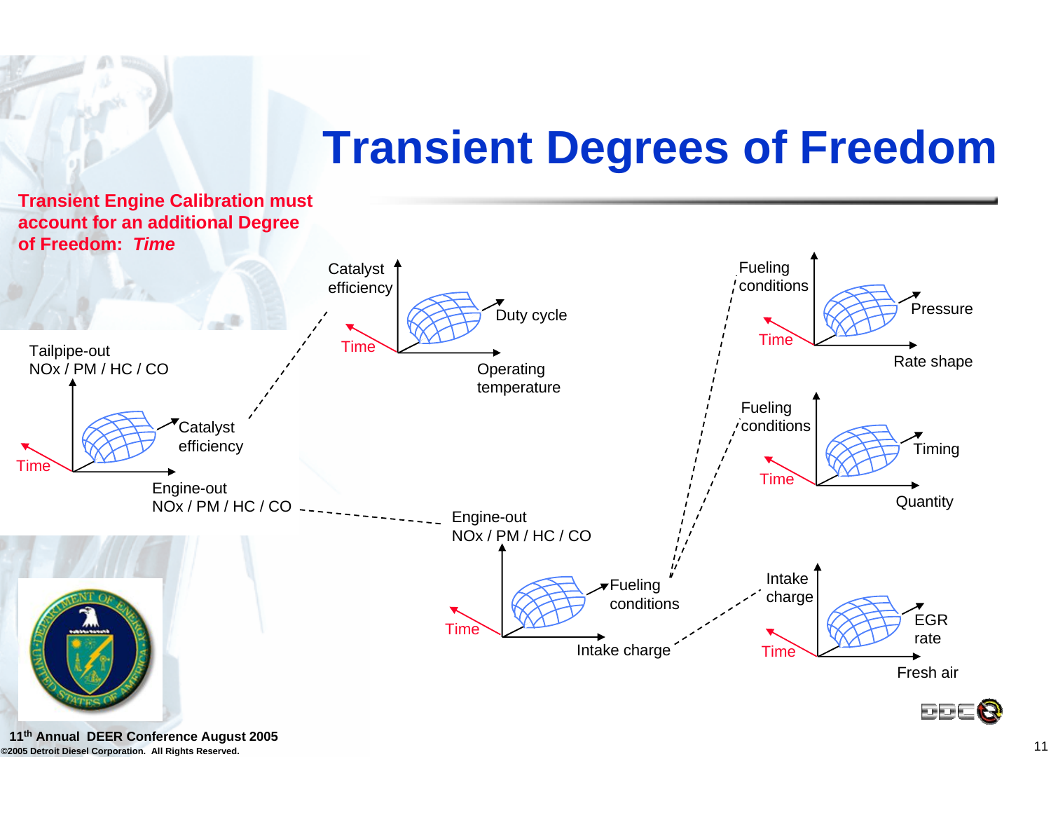# Transient Degrees of Freedom

**Transient Engine Calibration must account for an additional Degree of Freedom:** ***Time***

Tailpipe-out NOx / PM / HC / CO

Time

Catalyst efficiency

Engine-out NOx / PM / HC / CO

Catalyst efficiency

Time

Duty cycle

Operating temperature

Engine-out NOx / PM / HC / CO

Time

Fueling conditions

Intake charge

Fueling conditions

Time

Pressure

Rate shape

Fueling conditions

Time

Timing

Quantity

Intake charge

Time

EGR rate

Fresh air

11th Annual DEER Conference August 2005

©2005 Detroit Diesel Corporation. All Rights Reserved.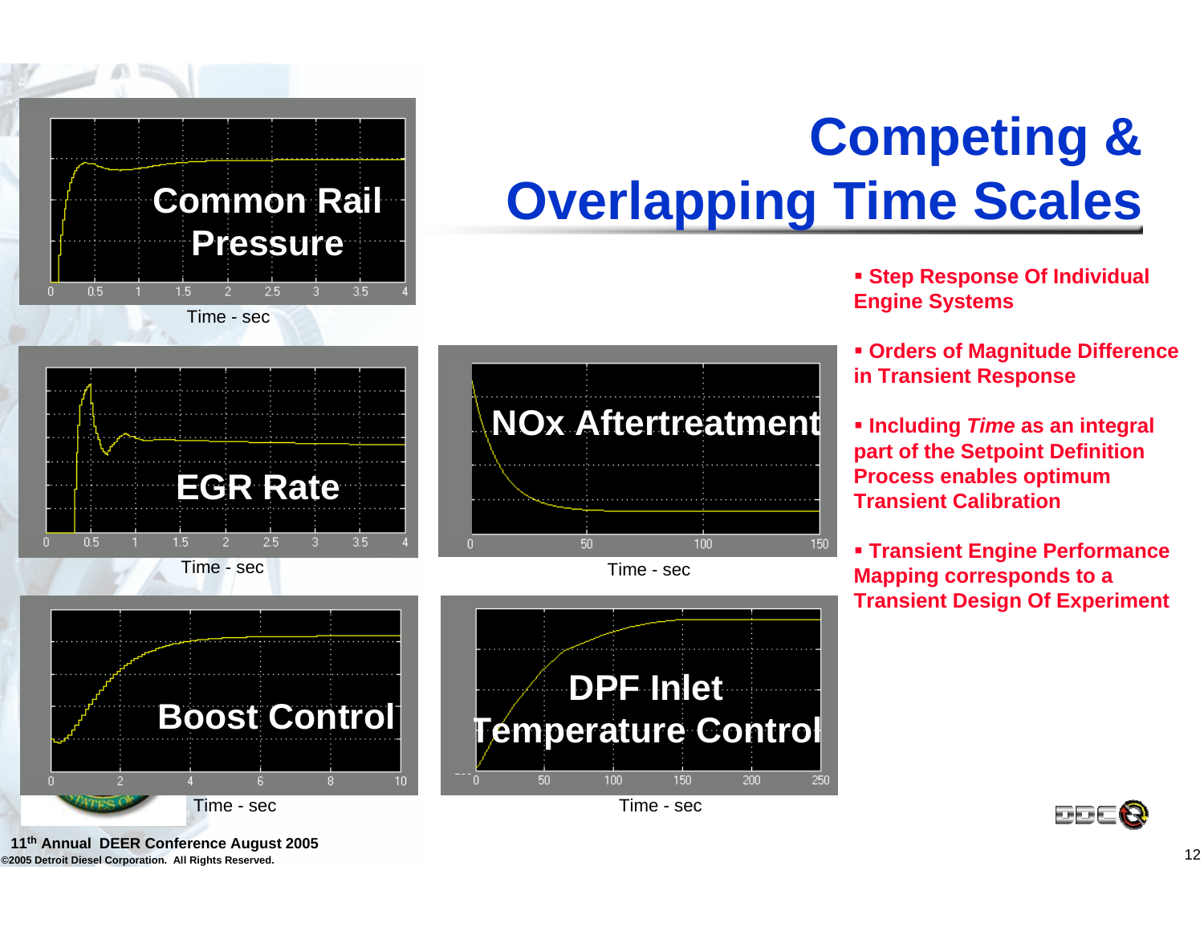# Competing & Overlapping Time Scales

Common Rail Pressure

Time - sec

EGR Rate

Time - sec

NOx Aftertreatment

Time - sec

Boost Control

Time - sec

DPF Inlet Temperature Control

Time - sec

- Step Response Of Individual Engine Systems
- Orders of Magnitude Difference in Transient Response
- Including *Time* as an integral part of the Setpoint Definition Process enables optimum Transient Calibration
- Transient Engine Performance Mapping corresponds to a Transient Design Of Experiment

11th Annual DEER Conference August 2005

©2005 Detroit Diesel Corporation. All Rights Reserved.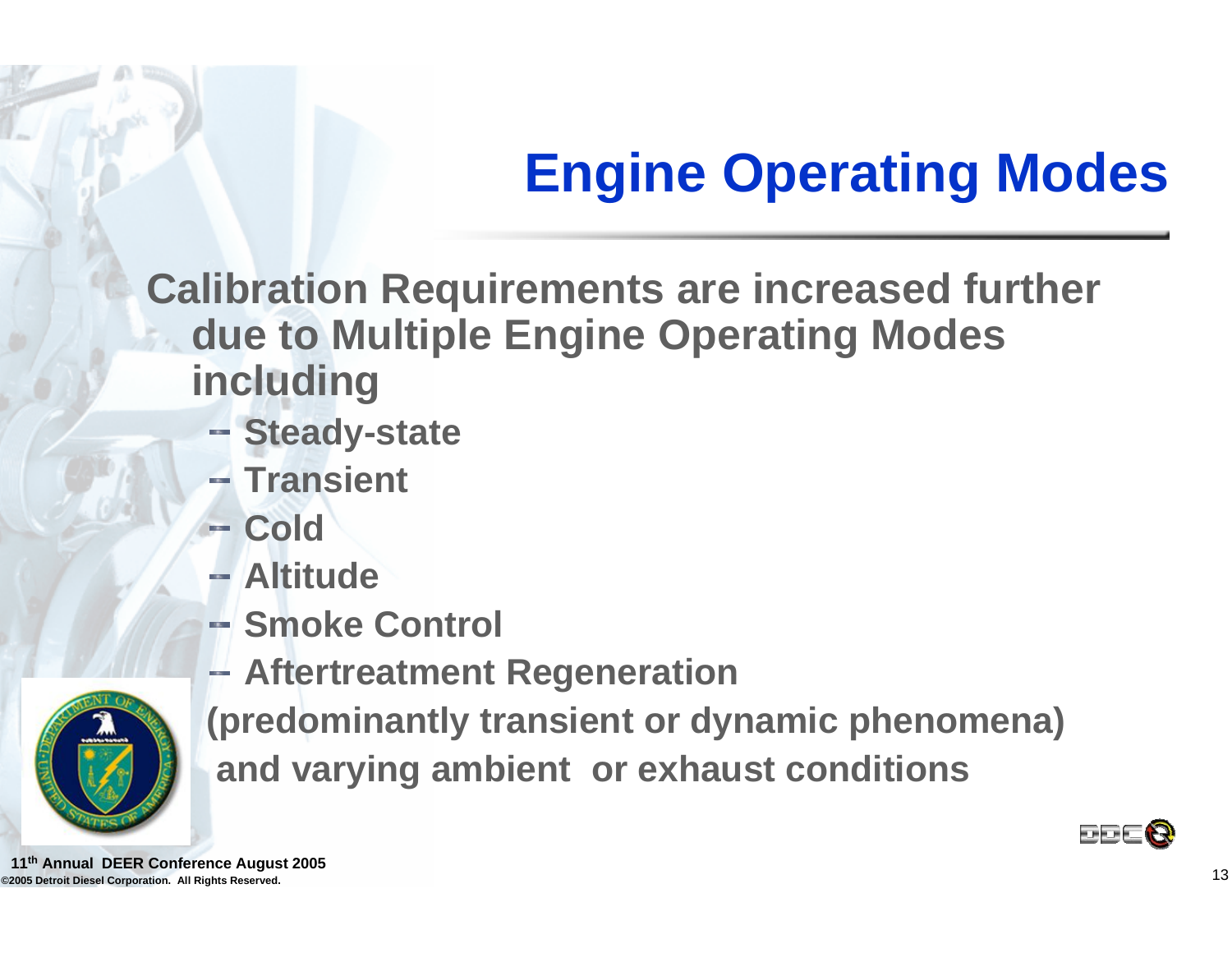# Engine Operating Modes

**Calibration Requirements are increased further due to Multiple Engine Operating Modes including**

- **Steady-state**
- **Transient**
- **Cold**
- **Altitude**
- **Smoke Control**
- **Aftertreatment Regeneration**

**(predominantly transient or dynamic phenomena) and varying ambient or exhaust conditions**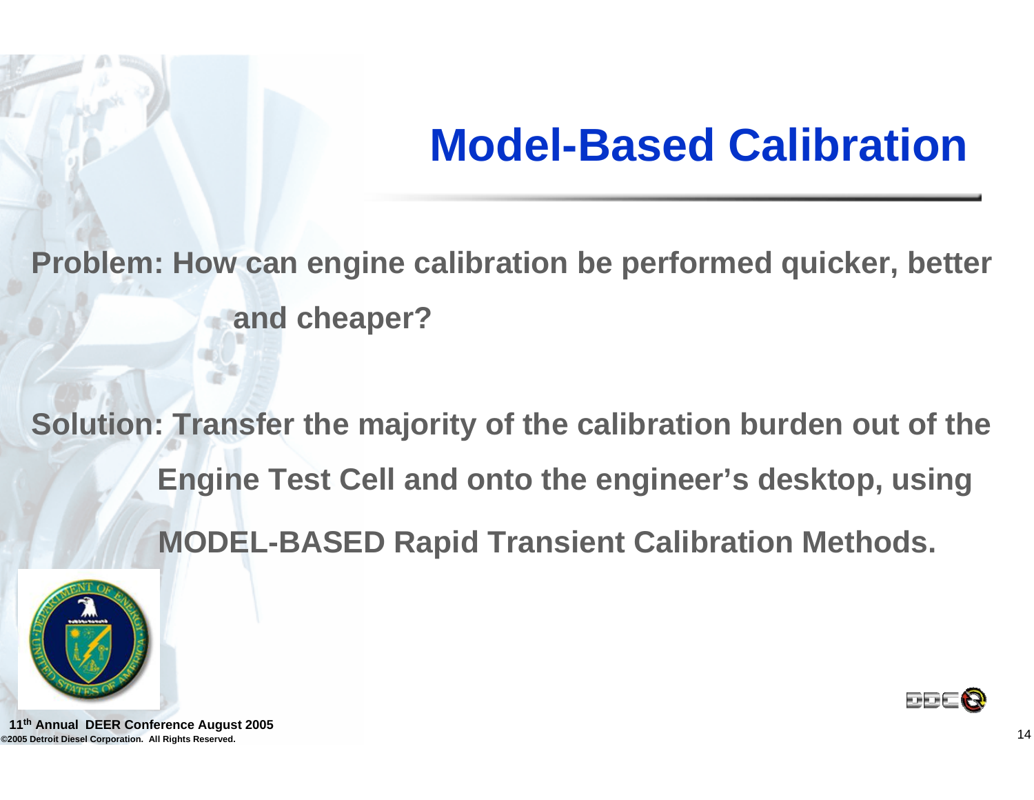# Model-Based Calibration

**Problem: How can engine calibration be performed quicker, better and cheaper?**

**Solution: Transfer the majority of the calibration burden out of the Engine Test Cell and onto the engineer's desktop, using MODEL-BASED Rapid Transient Calibration Methods.**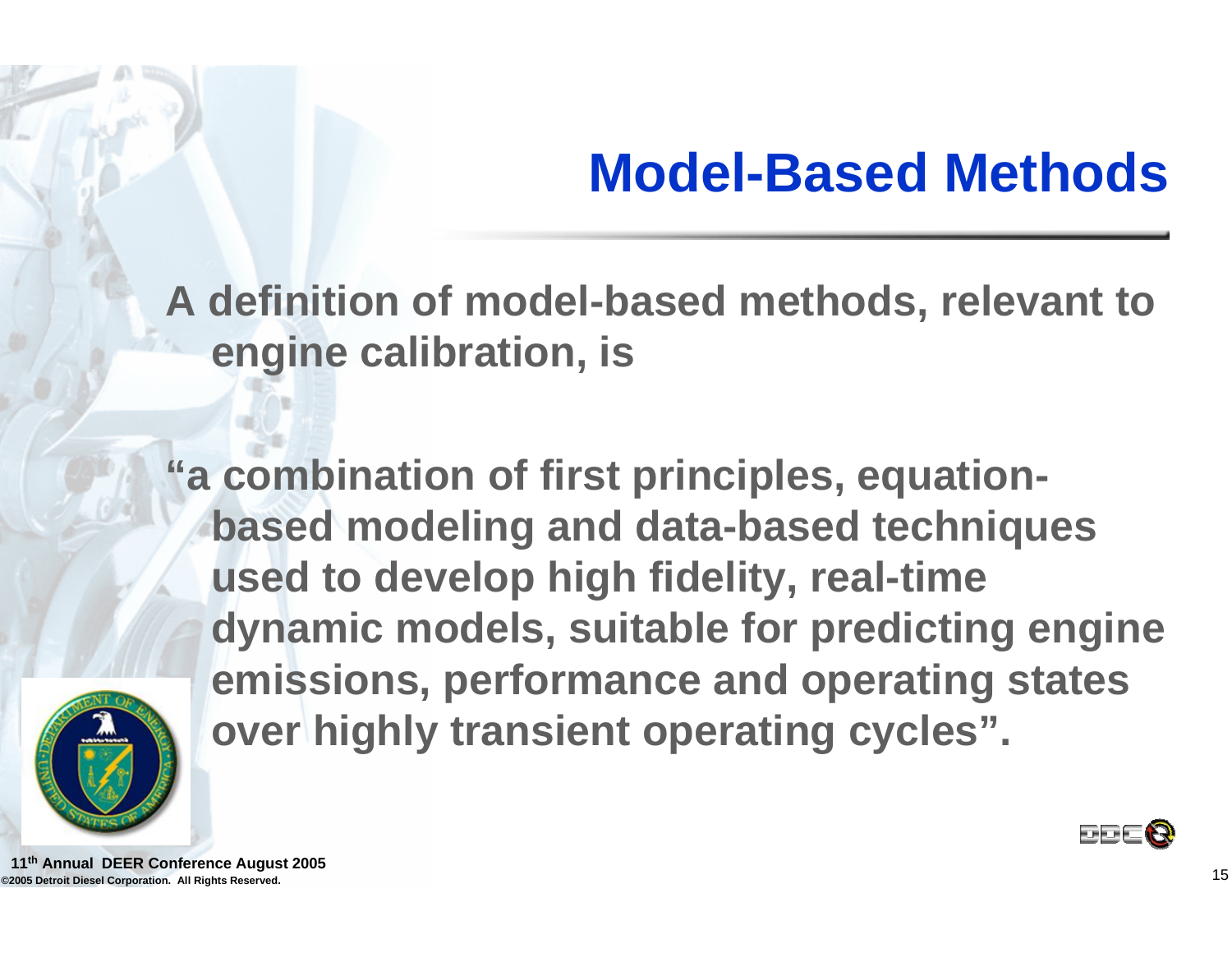# Model-Based Methods

A definition of model-based methods, relevant to engine calibration, is

"a combination of first principles, equation-based modeling and data-based techniques used to develop high fidelity, real-time dynamic models, suitable for predicting engine emissions, performance and operating states over highly transient operating cycles".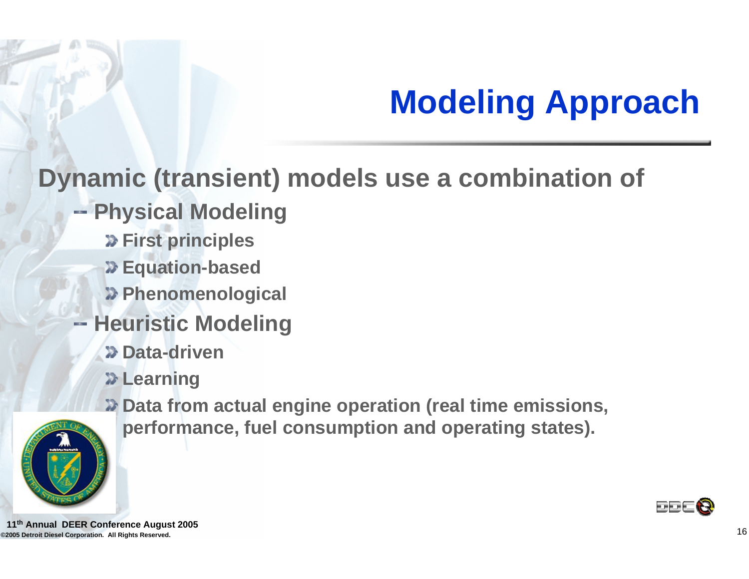# Modeling Approach

**Dynamic (transient) models use a combination of**

- **Physical Modeling**
  - **First principles**
  - **Equation-based**
  - **Phenomenological**
- **Heuristic Modeling**
  - **Data-driven**
  - **Learning**
  - **Data from actual engine operation (real time emissions, performance, fuel consumption and operating states).**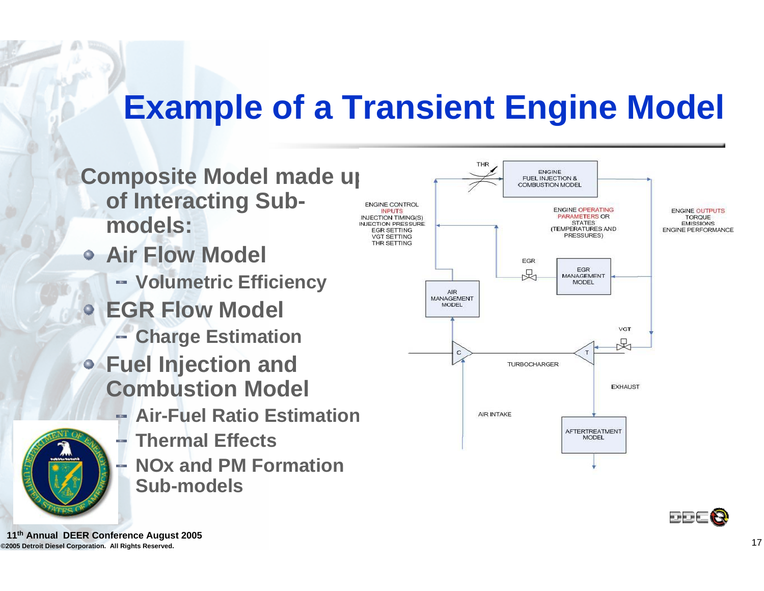# Example of a Transient Engine Model

**Composite Model made up of Interacting Sub-models:**

- **Air Flow Model**
  - **Volumetric Efficiency**
- **EGR Flow Model**
  - **Charge Estimation**
- **Fuel Injection and Combustion Model**
  - **Air-Fuel Ratio Estimation**
  - **Thermal Effects**
  - **NOx and PM Formation Sub-models**

THR

ENGINE FUEL INJECTION & COMBUSTION MODEL

ENGINE CONTROL INPUTS
INJECTION TIMING(S)
INJECTION PRESSURE
EGR SETTING
VGT SETTING
THR SETTING

ENGINE OPERATING PARAMETERS OR STATES (TEMPERATURES AND PRESSURES)

ENGINE OUTPUTS
TORQUE
EMISSIONS
ENGINE PERFORMANCE

EGR

EGR MANAGEMENT MODEL

AIR MANAGEMENT MODEL

VGT

C

T

TURBOCHARGER

EXHAUST

AIR INTAKE

AFTERTREATMENT MODEL

11th Annual DEER Conference August 2005

©2005 Detroit Diesel Corporation. All Rights Reserved.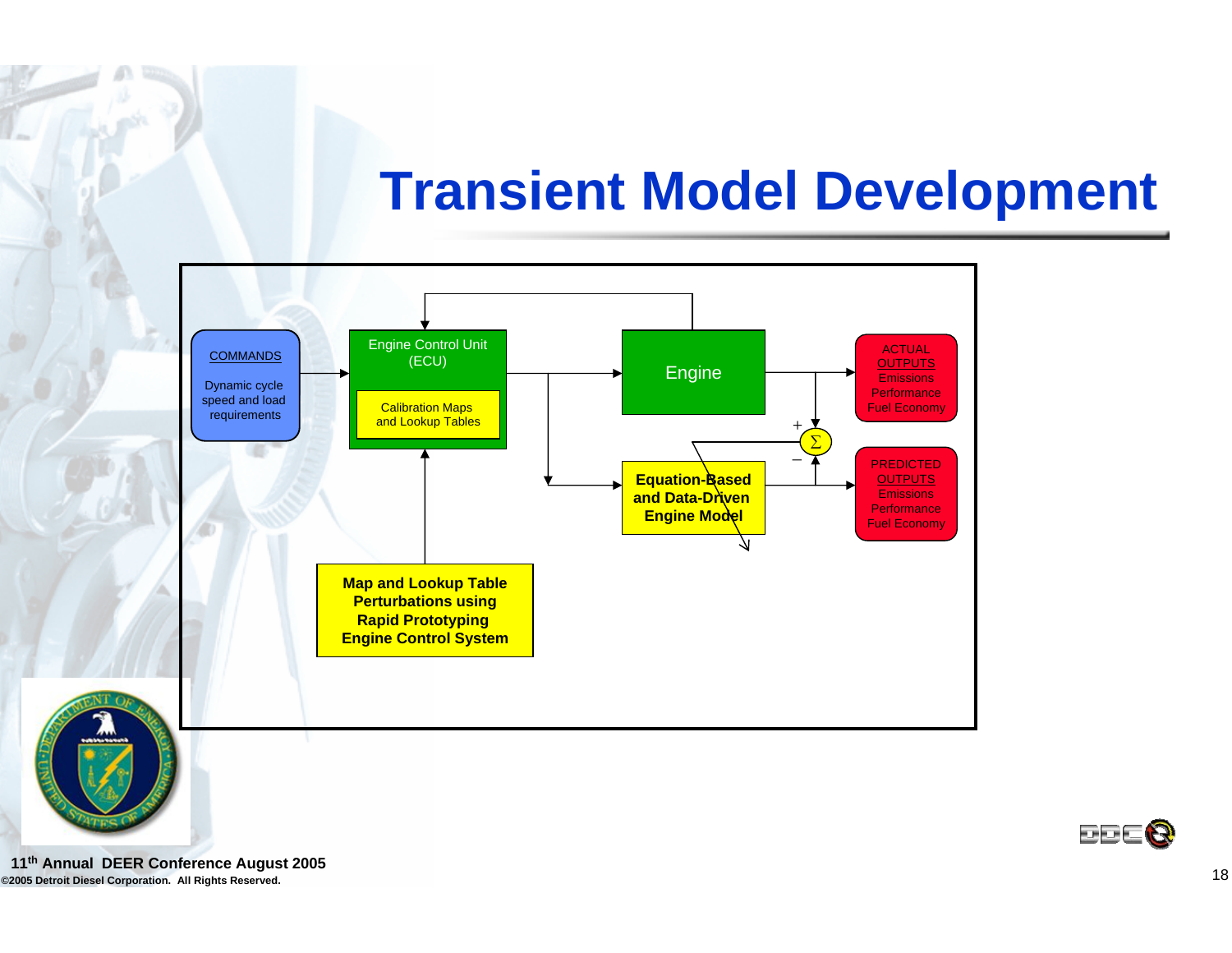# Transient Model Development

COMMANDS

Dynamic cycle speed and load requirements

Engine Control Unit (ECU)

Calibration Maps and Lookup Tables

Engine

ACTUAL OUTPUTS
Emissions
Performance
Fuel Economy

+

$\Sigma$

–

**Equation-Based and Data-Driven Engine Model**

PREDICTED OUTPUTS
Emissions
Performance
Fuel Economy

**Map and Lookup Table Perturbations using Rapid Prototyping Engine Control System**

**11th Annual DEER Conference August 2005**

**©2005 Detroit Diesel Corporation. All Rights Reserved.**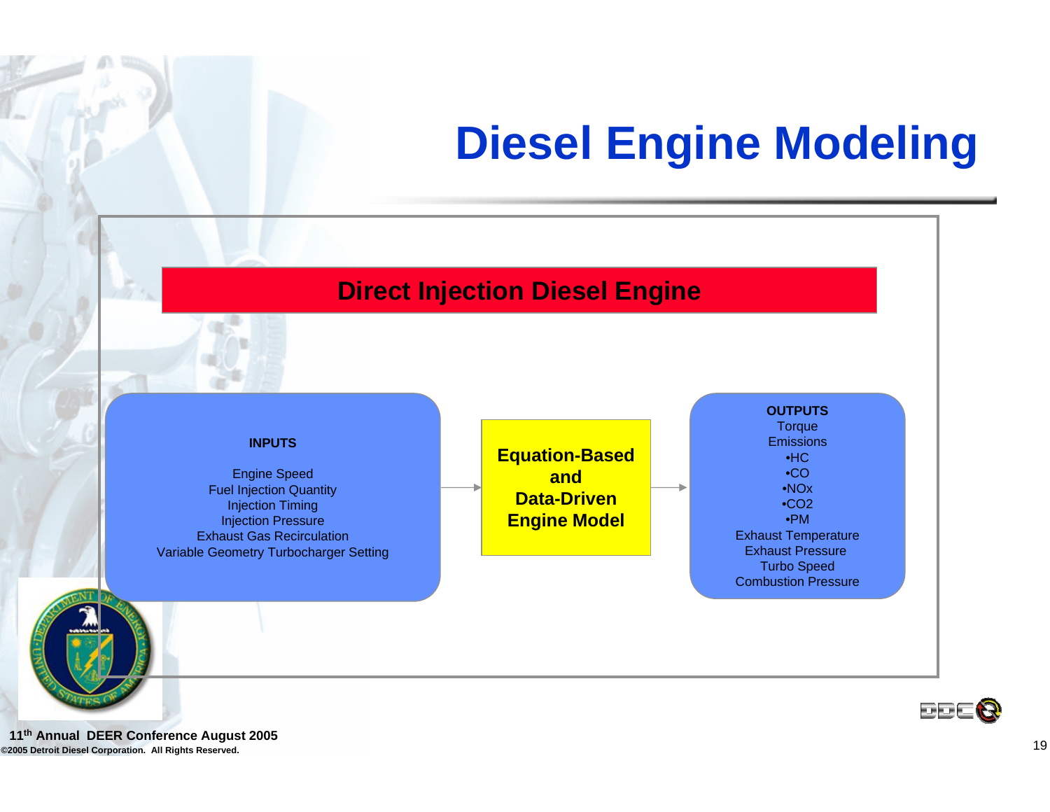# Diesel Engine Modeling

## Direct Injection Diesel Engine

**INPUTS**

Engine Speed
Fuel Injection Quantity
Injection Timing
Injection Pressure
Exhaust Gas Recirculation
Variable Geometry Turbocharger Setting

→

**Equation-Based and Data-Driven Engine Model**

→

**OUTPUTS**

Torque
Emissions
- HC
- CO
- NOx
- $CO_2$
- PM

Exhaust Temperature
Exhaust Pressure
Turbo Speed
Combustion Pressure

11th Annual DEER Conference August 2005

©2005 Detroit Diesel Corporation. All Rights Reserved.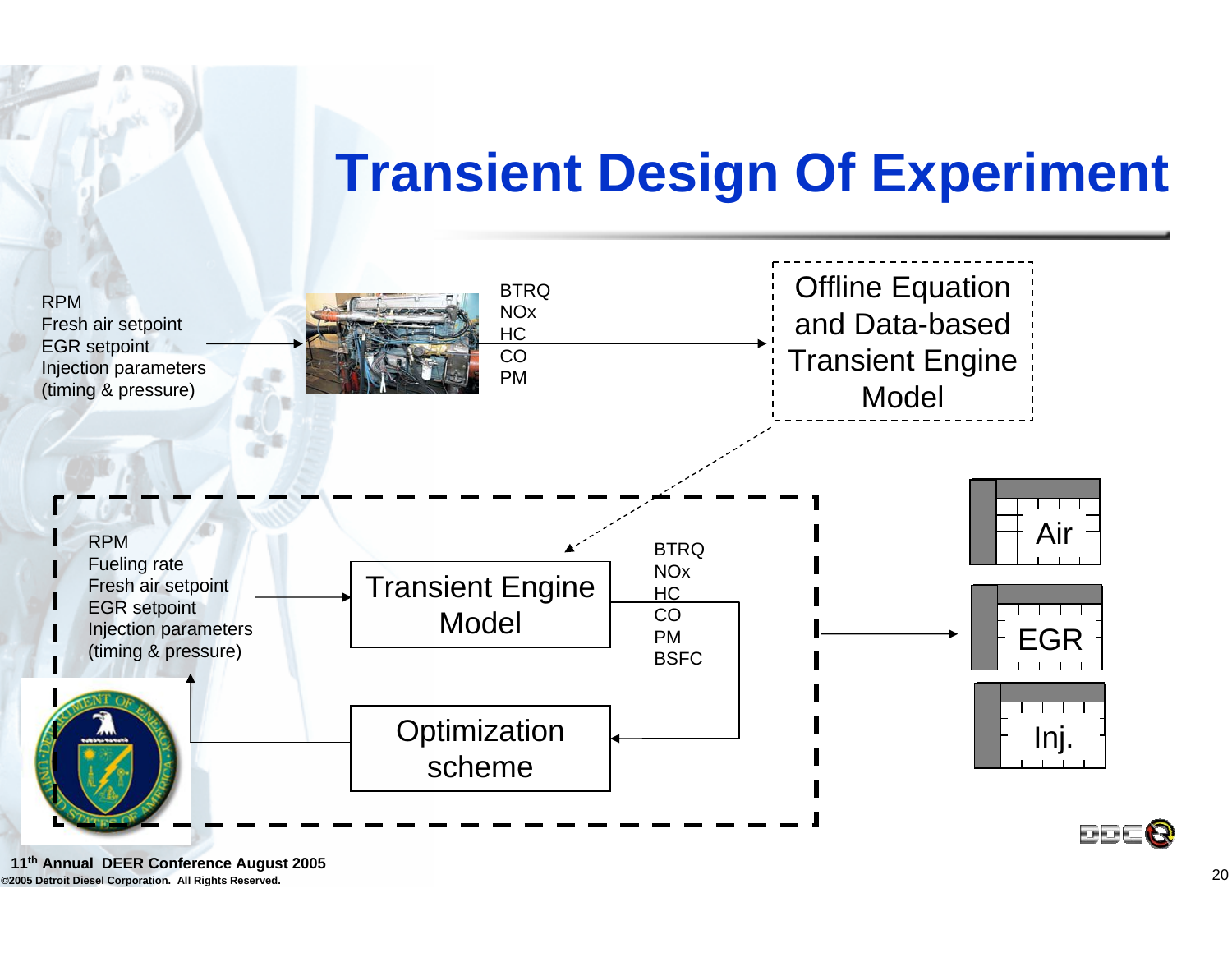# Transient Design Of Experiment

RPM
Fresh air setpoint
EGR setpoint
Injection parameters
(timing & pressure)

BTRQ
NOx
HC
CO
PM

Offline Equation and Data-based Transient Engine Model

RPM
Fueling rate
Fresh air setpoint
EGR setpoint
Injection parameters
(timing & pressure)

Transient Engine Model

BTRQ
NOx
HC
CO
PM
BSFC

Optimization scheme

Air

EGR

Inj.

11th Annual DEER Conference August 2005

©2005 Detroit Diesel Corporation. All Rights Reserved.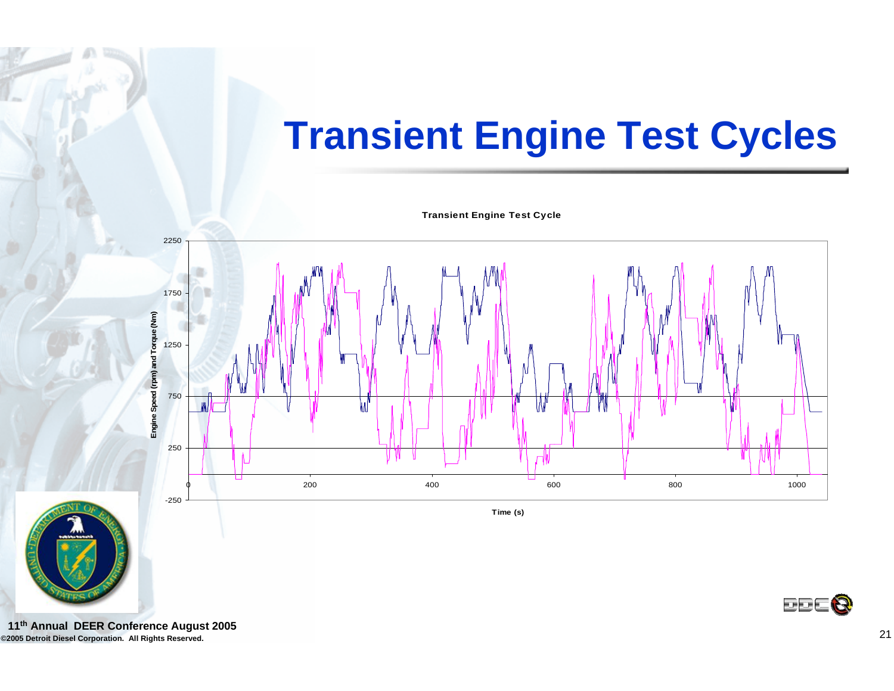# Transient Engine Test Cycles

**Transient Engine Test Cycle**

Engine Speed (rpm) and Torque (Nm)

2250
1750
1250
750
250
-250

0 200 400 600 800 1000

**Time (s)**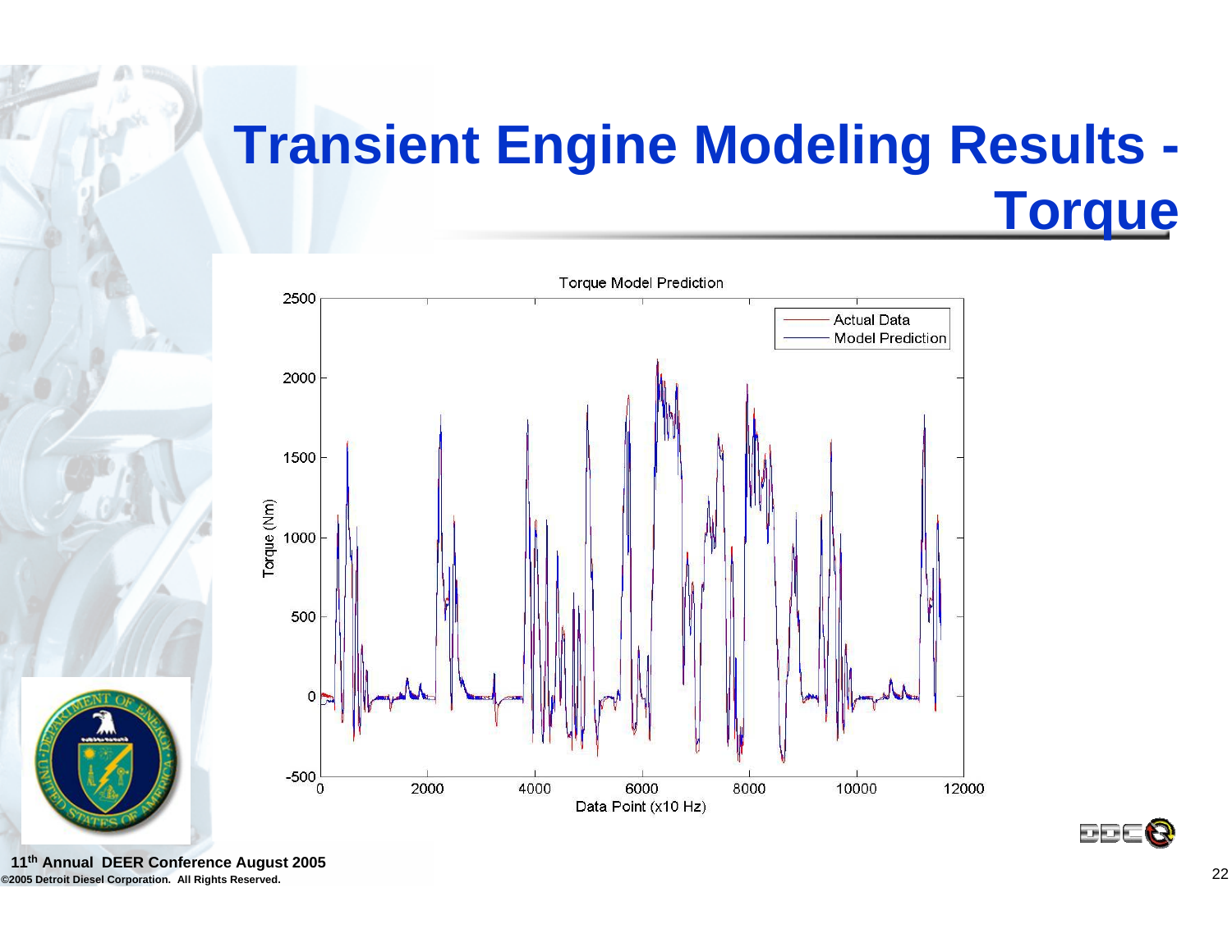# Transient Engine Modeling Results - Torque

Torque Model Prediction

- Actual Data
- Model Prediction

Torque (Nm)

Data Point (x10 Hz)

11th Annual DEER Conference August 2005

©2005 Detroit Diesel Corporation. All Rights Reserved.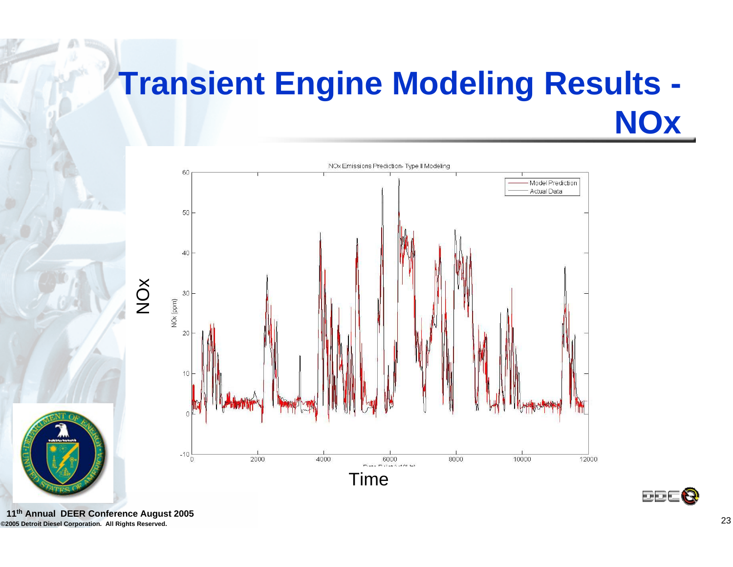# Transient Engine Modeling Results - NOx

NOx Emissions Prediction- Type II Modeling

NOx

Time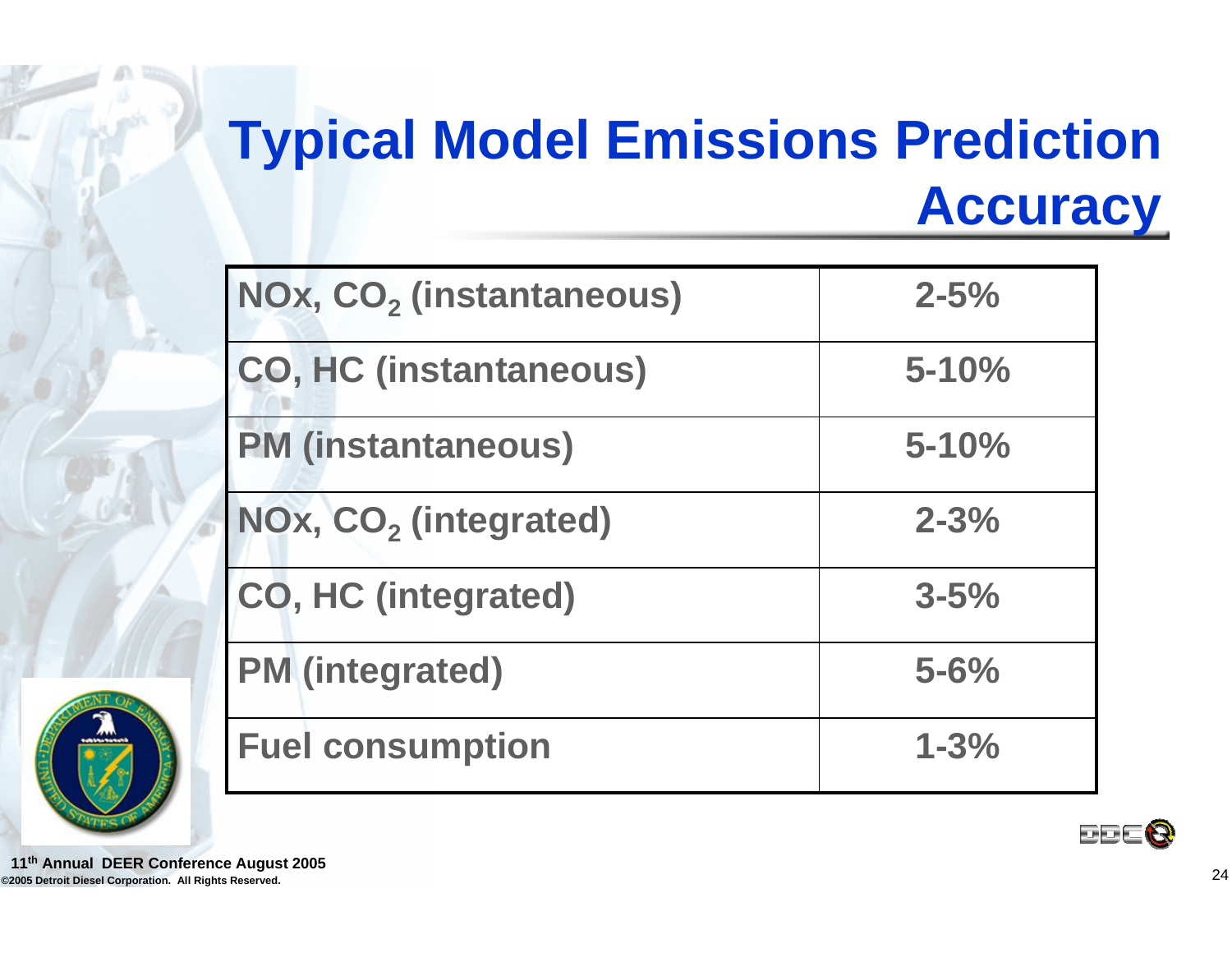# Typical Model Emissions Prediction Accuracy

| | |
|---|---|
| NOx, $CO_2$ (instantaneous) | 2-5% |
| CO, HC (instantaneous) | 5-10% |
| PM (instantaneous) | 5-10% |
| NOx, $CO_2$ (integrated) | 2-3% |
| CO, HC (integrated) | 3-5% |
| PM (integrated) | 5-6% |
| Fuel consumption | 1-3% |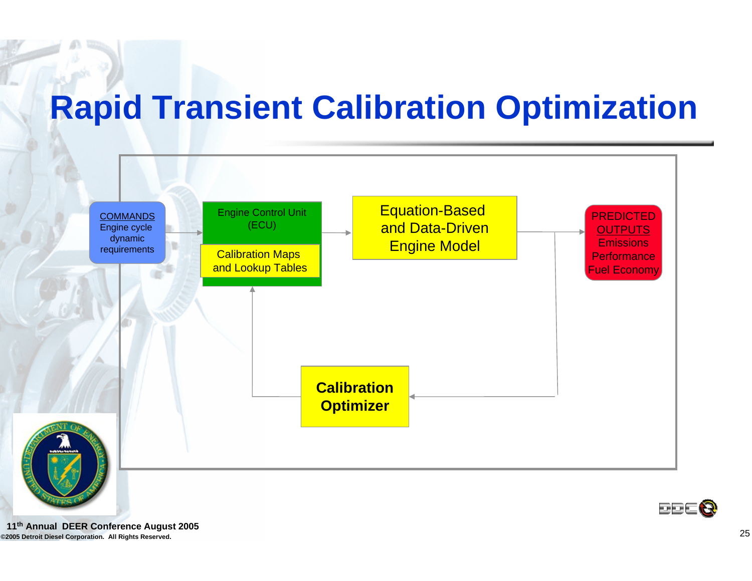# Rapid Transient Calibration Optimization

COMMANDS
Engine cycle dynamic requirements

Engine Control Unit (ECU)

Calibration Maps and Lookup Tables

Equation-Based and Data-Driven Engine Model

PREDICTED OUTPUTS
Emissions
Performance
Fuel Economy

**Calibration Optimizer**

**11th Annual DEER Conference August 2005**

**©2005 Detroit Diesel Corporation. All Rights Reserved.**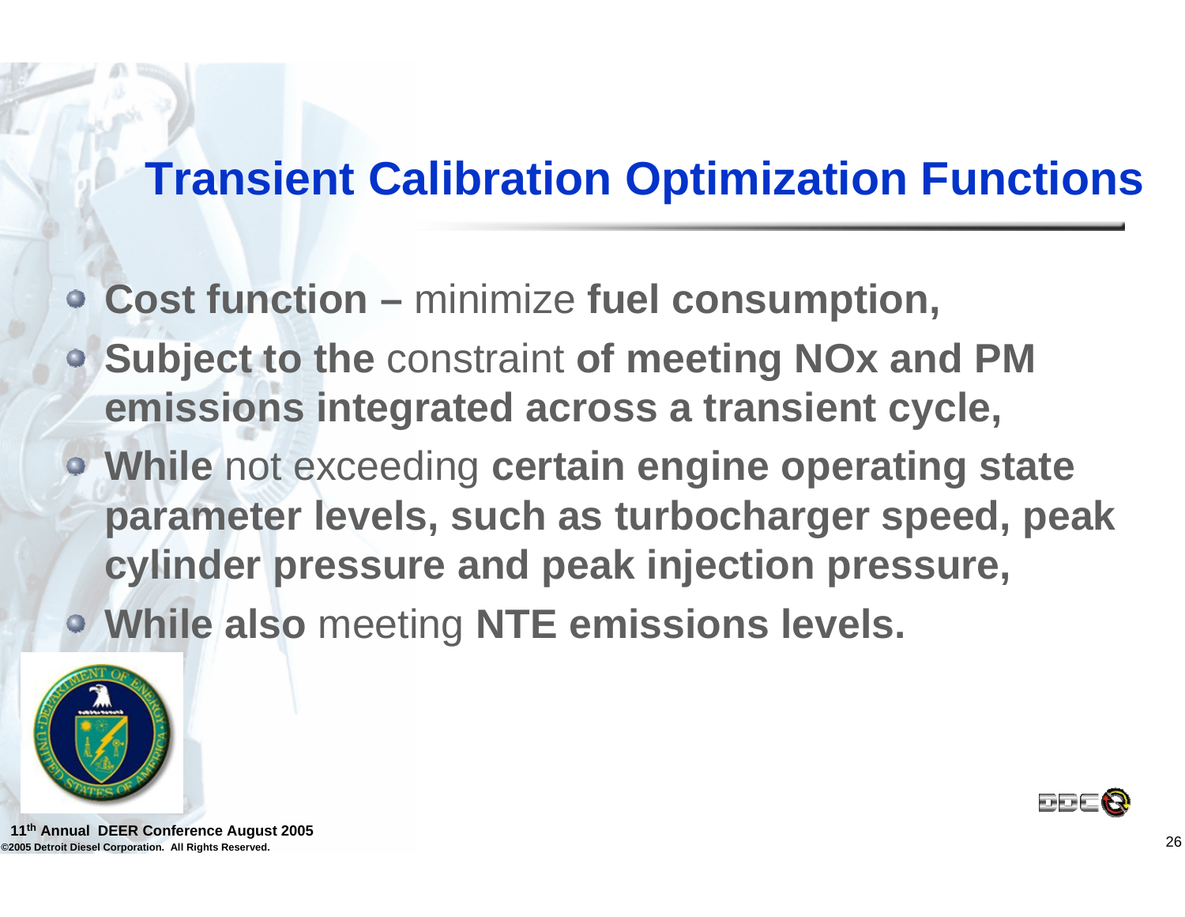# Transient Calibration Optimization Functions

- **Cost function –** minimize **fuel consumption,**
- **Subject to the** constraint **of meeting NOx and PM emissions integrated across a transient cycle,**
- **While** not exceeding **certain engine operating state parameter levels, such as turbocharger speed, peak cylinder pressure and peak injection pressure,**
- **While also** meeting **NTE emissions levels.**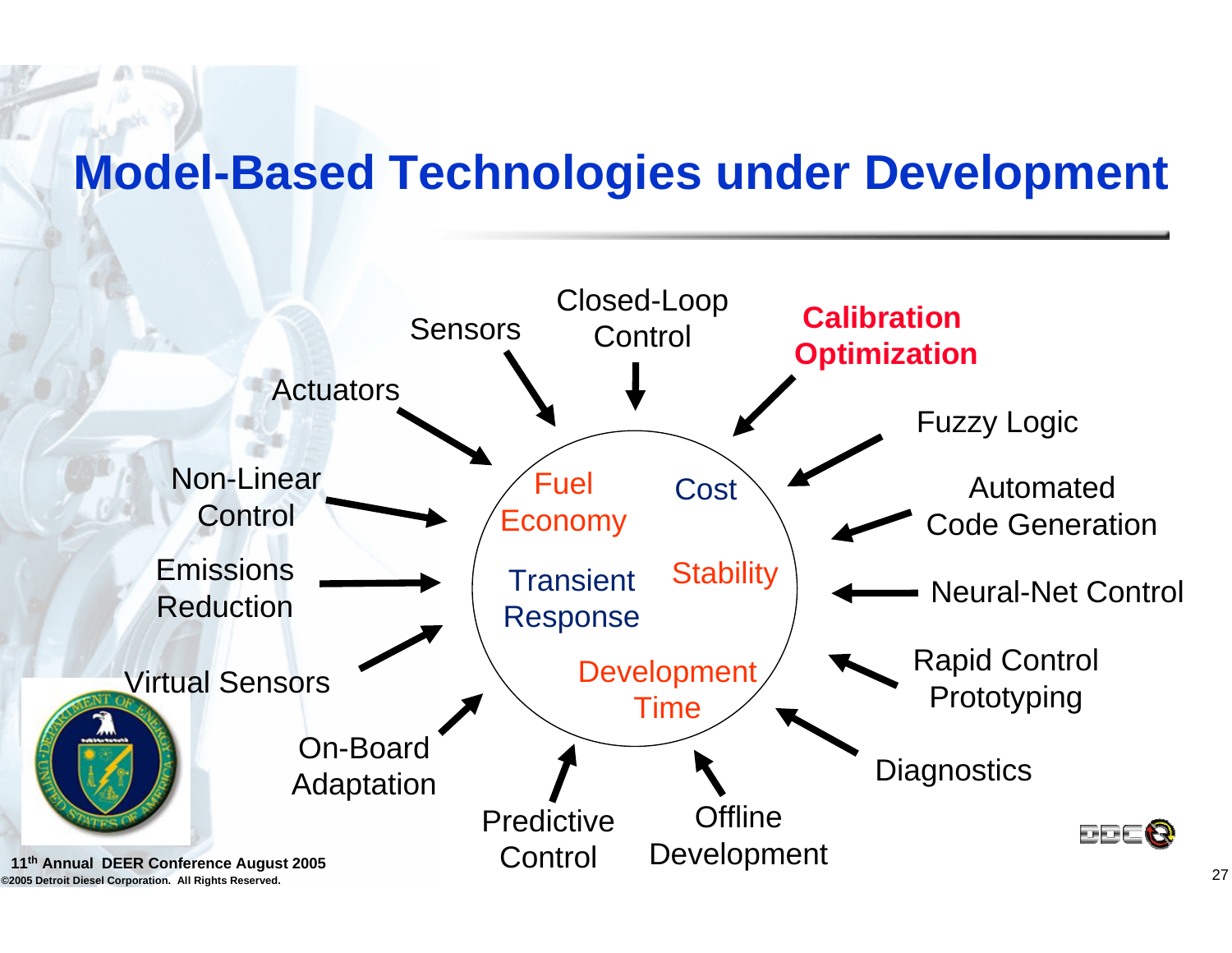# Model-Based Technologies under Development

- Sensors
- Closed-Loop Control
- **Calibration Optimization**
- Fuzzy Logic
- Automated Code Generation
- Neural-Net Control
- Rapid Control Prototyping
- Diagnostics
- Offline Development
- Predictive Control
- On-Board Adaptation
- Virtual Sensors
- Emissions Reduction
- Non-Linear Control
- Actuators

Center: Fuel Economy, Cost, Transient Response, Stability, Development Time

11th Annual DEER Conference August 2005

©2005 Detroit Diesel Corporation. All Rights Reserved.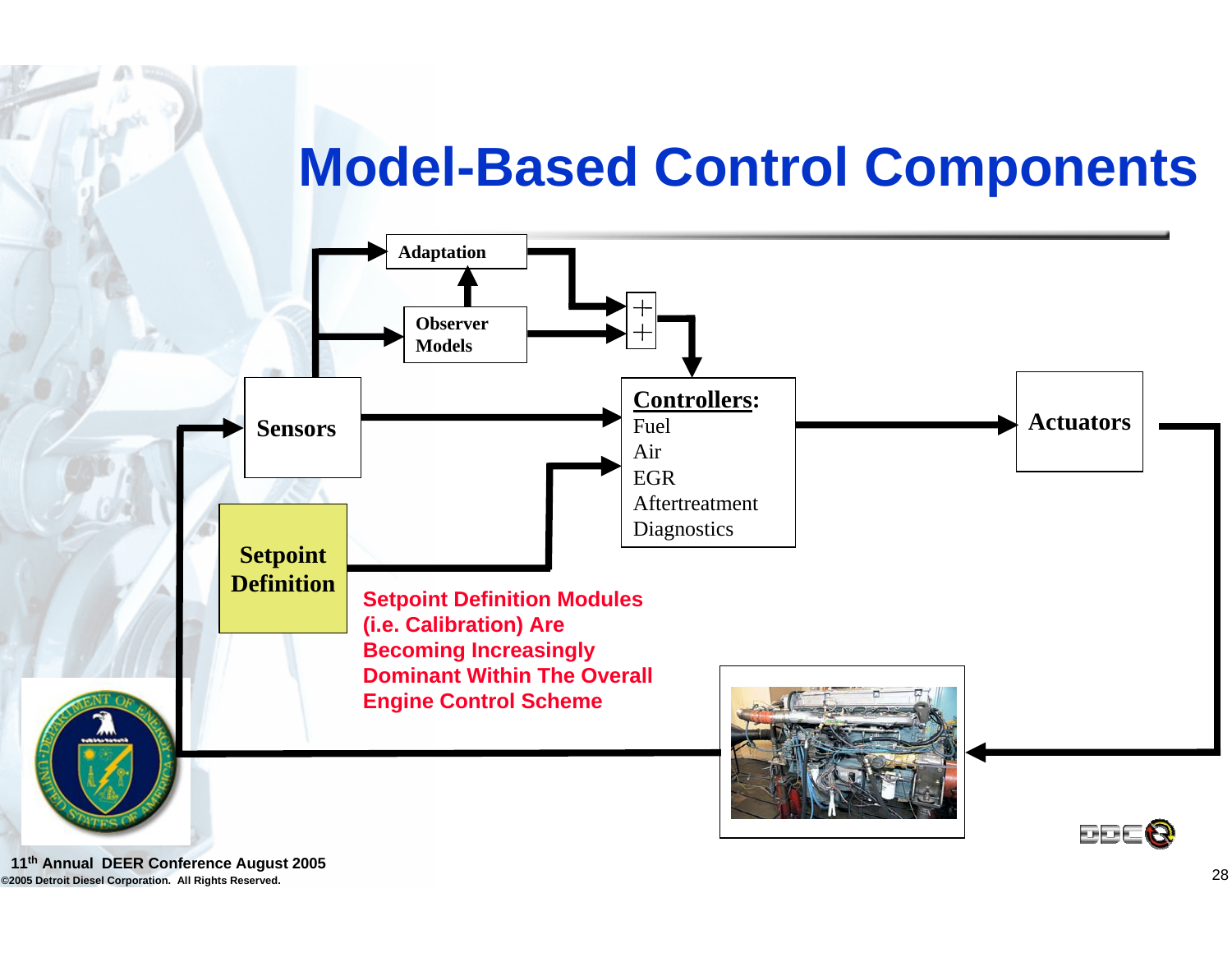# Model-Based Control Components

Adaptation

Observer Models

Sensors

Controllers:
Fuel
Air
EGR
Aftertreatment
Diagnostics

Actuators

Setpoint Definition

Setpoint Definition Modules (i.e. Calibration) Are Becoming Increasingly Dominant Within The Overall Engine Control Scheme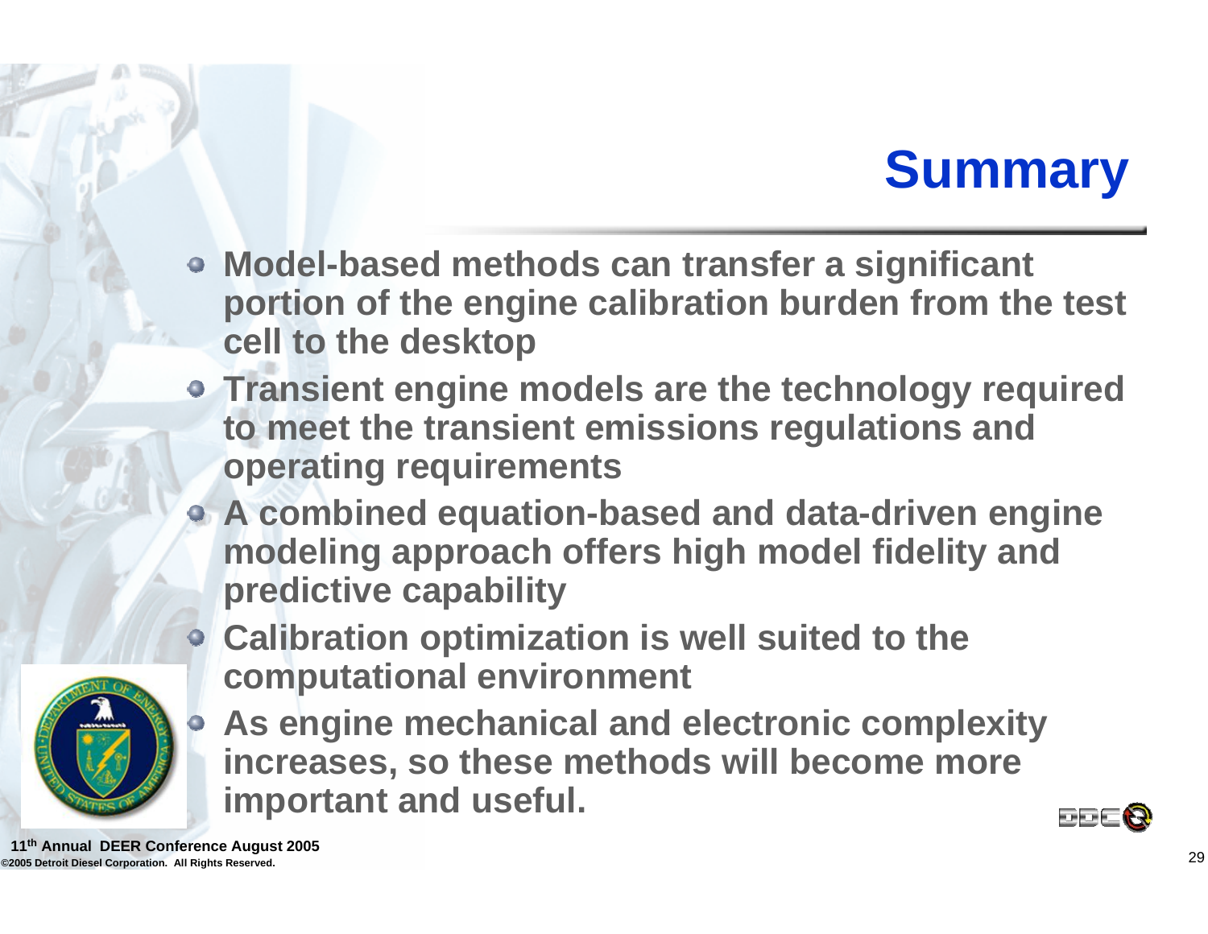# Summary

- Model-based methods can transfer a significant portion of the engine calibration burden from the test cell to the desktop
- Transient engine models are the technology required to meet the transient emissions regulations and operating requirements
- A combined equation-based and data-driven engine modeling approach offers high model fidelity and predictive capability
- Calibration optimization is well suited to the computational environment
- As engine mechanical and electronic complexity increases, so these methods will become more important and useful.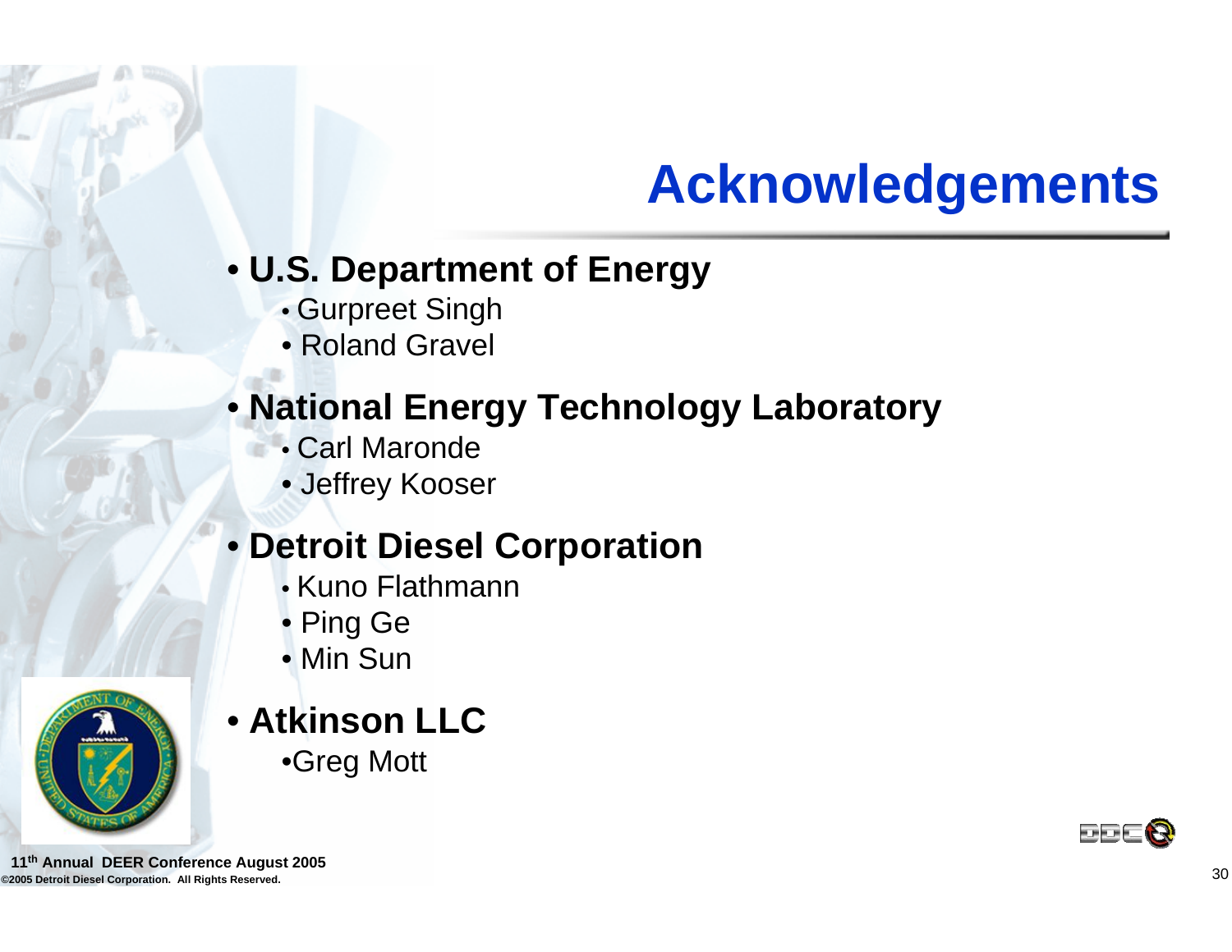# Acknowledgements

- **U.S. Department of Energy**
  - Gurpreet Singh
  - Roland Gravel
- **National Energy Technology Laboratory**
  - Carl Maronde
  - Jeffrey Kooser
- **Detroit Diesel Corporation**
  - Kuno Flathmann
  - Ping Ge
  - Min Sun
- **Atkinson LLC**
  - Greg Mott